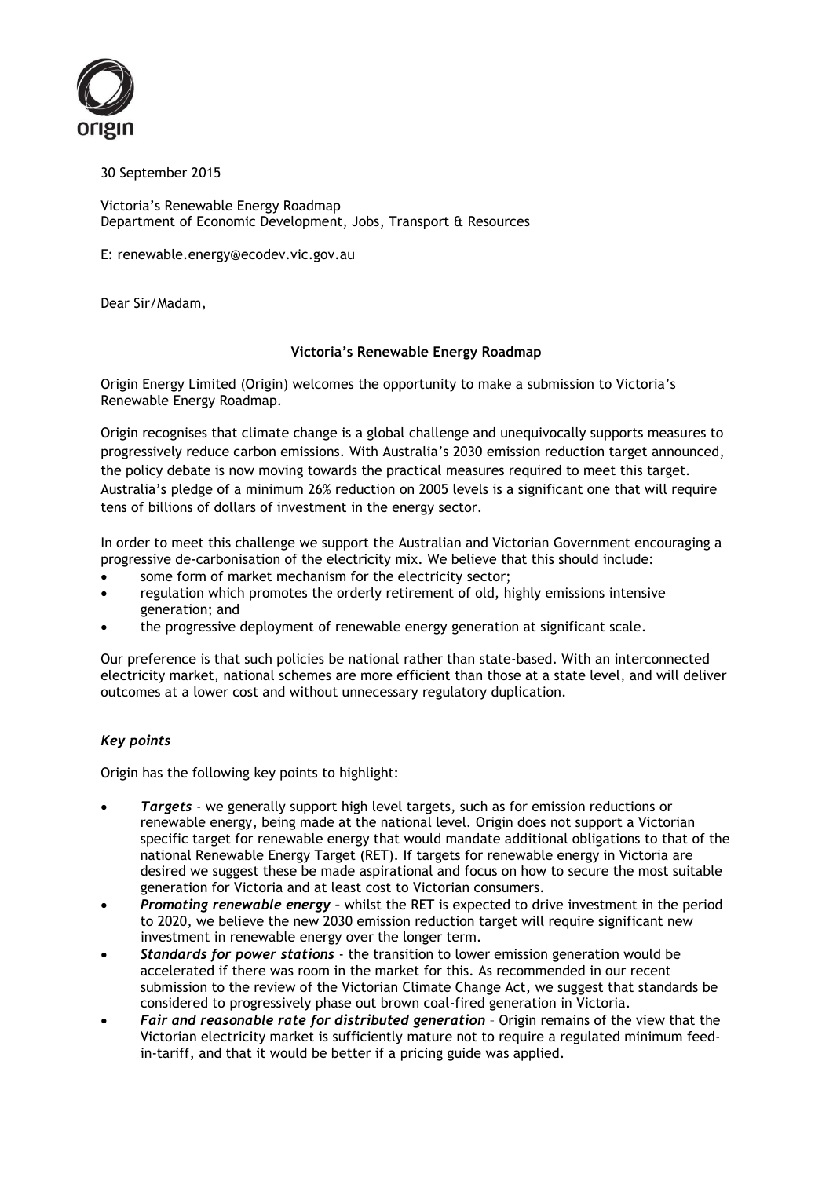30 September 2015

Victoria's Renewable Energy Roadmap
Department of Economic Development, Jobs, Transport & Resources

E: renewable.energy@ecodev.vic.gov.au

Dear Sir/Madam,

**Victoria's Renewable Energy Roadmap**

Origin Energy Limited (Origin) welcomes the opportunity to make a submission to Victoria's Renewable Energy Roadmap.

Origin recognises that climate change is a global challenge and unequivocally supports measures to progressively reduce carbon emissions. With Australia's 2030 emission reduction target announced, the policy debate is now moving towards the practical measures required to meet this target. Australia's pledge of a minimum 26% reduction on 2005 levels is a significant one that will require tens of billions of dollars of investment in the energy sector.

In order to meet this challenge we support the Australian and Victorian Government encouraging a progressive de-carbonisation of the electricity mix. We believe that this should include:

- some form of market mechanism for the electricity sector;
- regulation which promotes the orderly retirement of old, highly emissions intensive generation; and
- the progressive deployment of renewable energy generation at significant scale.

Our preference is that such policies be national rather than state-based. With an interconnected electricity market, national schemes are more efficient than those at a state level, and will deliver outcomes at a lower cost and without unnecessary regulatory duplication.

### *Key points*

Origin has the following key points to highlight:

- ***Targets*** - we generally support high level targets, such as for emission reductions or renewable energy, being made at the national level. Origin does not support a Victorian specific target for renewable energy that would mandate additional obligations to that of the national Renewable Energy Target (RET). If targets for renewable energy in Victoria are desired we suggest these be made aspirational and focus on how to secure the most suitable generation for Victoria and at least cost to Victorian consumers.
- ***Promoting renewable energy*** – whilst the RET is expected to drive investment in the period to 2020, we believe the new 2030 emission reduction target will require significant new investment in renewable energy over the longer term.
- ***Standards for power stations*** - the transition to lower emission generation would be accelerated if there was room in the market for this. As recommended in our recent submission to the review of the Victorian Climate Change Act, we suggest that standards be considered to progressively phase out brown coal-fired generation in Victoria.
- ***Fair and reasonable rate for distributed generation*** – Origin remains of the view that the Victorian electricity market is sufficiently mature not to require a regulated minimum feed-in-tariff, and that it would be better if a pricing guide was applied.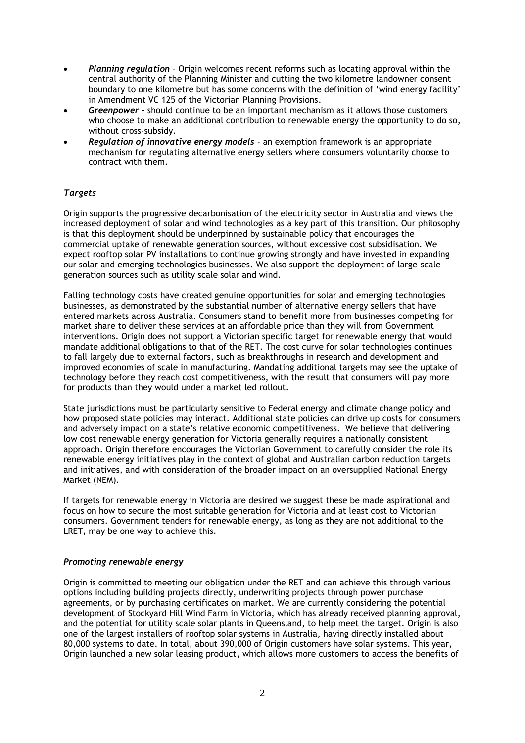- ***Planning regulation*** – Origin welcomes recent reforms such as locating approval within the central authority of the Planning Minister and cutting the two kilometre landowner consent boundary to one kilometre but has some concerns with the definition of 'wind energy facility' in Amendment VC 125 of the Victorian Planning Provisions.
- ***Greenpower*** - should continue to be an important mechanism as it allows those customers who choose to make an additional contribution to renewable energy the opportunity to do so, without cross-subsidy.
- ***Regulation of innovative energy models*** - an exemption framework is an appropriate mechanism for regulating alternative energy sellers where consumers voluntarily choose to contract with them.

### *Targets*

Origin supports the progressive decarbonisation of the electricity sector in Australia and views the increased deployment of solar and wind technologies as a key part of this transition. Our philosophy is that this deployment should be underpinned by sustainable policy that encourages the commercial uptake of renewable generation sources, without excessive cost subsidisation. We expect rooftop solar PV installations to continue growing strongly and have invested in expanding our solar and emerging technologies businesses. We also support the deployment of large-scale generation sources such as utility scale solar and wind.

Falling technology costs have created genuine opportunities for solar and emerging technologies businesses, as demonstrated by the substantial number of alternative energy sellers that have entered markets across Australia. Consumers stand to benefit more from businesses competing for market share to deliver these services at an affordable price than they will from Government interventions. Origin does not support a Victorian specific target for renewable energy that would mandate additional obligations to that of the RET. The cost curve for solar technologies continues to fall largely due to external factors, such as breakthroughs in research and development and improved economies of scale in manufacturing. Mandating additional targets may see the uptake of technology before they reach cost competitiveness, with the result that consumers will pay more for products than they would under a market led rollout.

State jurisdictions must be particularly sensitive to Federal energy and climate change policy and how proposed state policies may interact. Additional state policies can drive up costs for consumers and adversely impact on a state's relative economic competitiveness. We believe that delivering low cost renewable energy generation for Victoria generally requires a nationally consistent approach. Origin therefore encourages the Victorian Government to carefully consider the role its renewable energy initiatives play in the context of global and Australian carbon reduction targets and initiatives, and with consideration of the broader impact on an oversupplied National Energy Market (NEM).

If targets for renewable energy in Victoria are desired we suggest these be made aspirational and focus on how to secure the most suitable generation for Victoria and at least cost to Victorian consumers. Government tenders for renewable energy, as long as they are not additional to the LRET, may be one way to achieve this.

### *Promoting renewable energy*

Origin is committed to meeting our obligation under the RET and can achieve this through various options including building projects directly, underwriting projects through power purchase agreements, or by purchasing certificates on market. We are currently considering the potential development of Stockyard Hill Wind Farm in Victoria, which has already received planning approval, and the potential for utility scale solar plants in Queensland, to help meet the target. Origin is also one of the largest installers of rooftop solar systems in Australia, having directly installed about 80,000 systems to date. In total, about 390,000 of Origin customers have solar systems. This year, Origin launched a new solar leasing product, which allows more customers to access the benefits of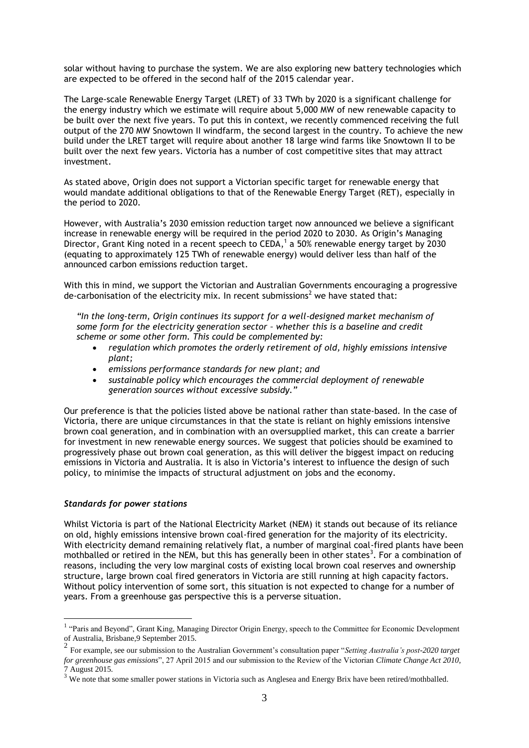solar without having to purchase the system. We are also exploring new battery technologies which are expected to be offered in the second half of the 2015 calendar year.

The Large-scale Renewable Energy Target (LRET) of 33 TWh by 2020 is a significant challenge for the energy industry which we estimate will require about 5,000 MW of new renewable capacity to be built over the next five years. To put this in context, we recently commenced receiving the full output of the 270 MW Snowtown II windfarm, the second largest in the country. To achieve the new build under the LRET target will require about another 18 large wind farms like Snowtown II to be built over the next few years. Victoria has a number of cost competitive sites that may attract investment.

As stated above, Origin does not support a Victorian specific target for renewable energy that would mandate additional obligations to that of the Renewable Energy Target (RET), especially in the period to 2020.

However, with Australia's 2030 emission reduction target now announced we believe a significant increase in renewable energy will be required in the period 2020 to 2030. As Origin's Managing Director, Grant King noted in a recent speech to CEDA,[1] a 50% renewable energy target by 2030 (equating to approximately 125 TWh of renewable energy) would deliver less than half of the announced carbon emissions reduction target.

With this in mind, we support the Victorian and Australian Governments encouraging a progressive de-carbonisation of the electricity mix. In recent submissions[2] we have stated that:

> *"In the long-term, Origin continues its support for a well-designed market mechanism of some form for the electricity generation sector – whether this is a baseline and credit scheme or some other form. This could be complemented by:*
> - *regulation which promotes the orderly retirement of old, highly emissions intensive plant;*
> - *emissions performance standards for new plant; and*
> - *sustainable policy which encourages the commercial deployment of renewable generation sources without excessive subsidy."*

Our preference is that the policies listed above be national rather than state-based. In the case of Victoria, there are unique circumstances in that the state is reliant on highly emissions intensive brown coal generation, and in combination with an oversupplied market, this can create a barrier for investment in new renewable energy sources. We suggest that policies should be examined to progressively phase out brown coal generation, as this will deliver the biggest impact on reducing emissions in Victoria and Australia. It is also in Victoria's interest to influence the design of such policy, to minimise the impacts of structural adjustment on jobs and the economy.

### *Standards for power stations*

Whilst Victoria is part of the National Electricity Market (NEM) it stands out because of its reliance on old, highly emissions intensive brown coal-fired generation for the majority of its electricity. With electricity demand remaining relatively flat, a number of marginal coal-fired plants have been mothballed or retired in the NEM, but this has generally been in other states[3]. For a combination of reasons, including the very low marginal costs of existing local brown coal reserves and ownership structure, large brown coal fired generators in Victoria are still running at high capacity factors. Without policy intervention of some sort, this situation is not expected to change for a number of years. From a greenhouse gas perspective this is a perverse situation.

---

[1] "Paris and Beyond", Grant King, Managing Director Origin Energy, speech to the Committee for Economic Development of Australia, Brisbane,9 September 2015.

[2] For example, see our submission to the Australian Government's consultation paper "*Setting Australia's post-2020 target for greenhouse gas emissions*", 27 April 2015 and our submission to the Review of the Victorian *Climate Change Act 2010*, 7 August 2015.

[3] We note that some smaller power stations in Victoria such as Anglesea and Energy Brix have been retired/mothballed.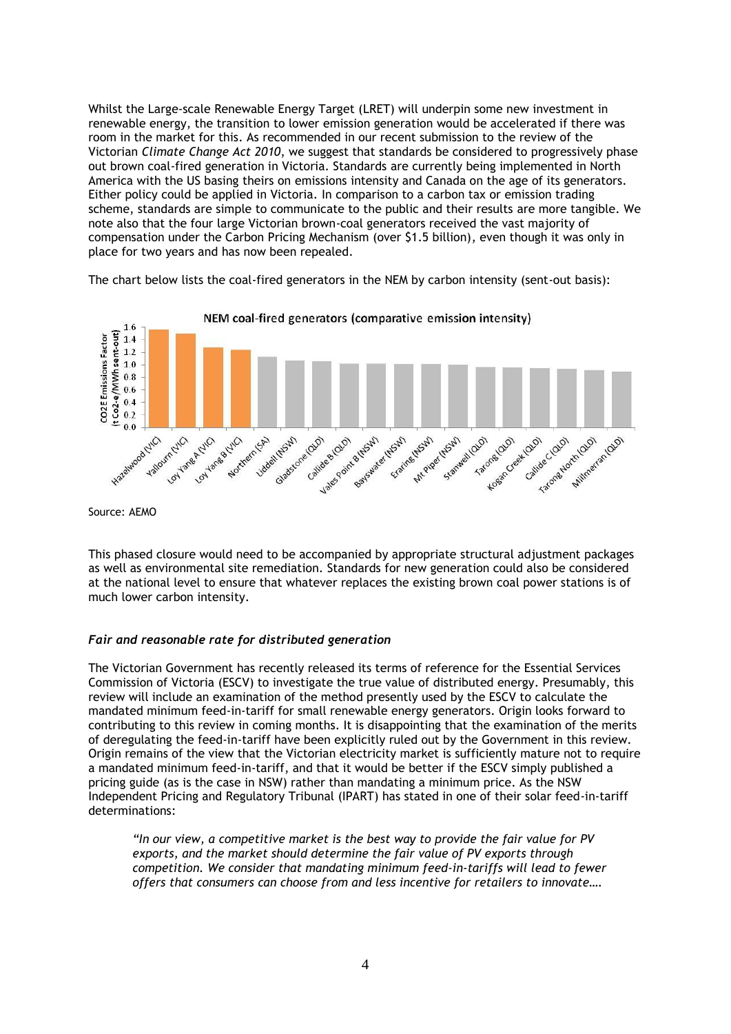Whilst the Large-scale Renewable Energy Target (LRET) will underpin some new investment in renewable energy, the transition to lower emission generation would be accelerated if there was room in the market for this. As recommended in our recent submission to the review of the Victorian *Climate Change Act 2010*, we suggest that standards be considered to progressively phase out brown coal-fired generation in Victoria. Standards are currently being implemented in North America with the US basing theirs on emissions intensity and Canada on the age of its generators. Either policy could be applied in Victoria. In comparison to a carbon tax or emission trading scheme, standards are simple to communicate to the public and their results are more tangible. We note also that the four large Victorian brown-coal generators received the vast majority of compensation under the Carbon Pricing Mechanism (over $1.5 billion), even though it was only in place for two years and has now been repealed.

The chart below lists the coal-fired generators in the NEM by carbon intensity (sent-out basis):

**NEM coal-fired generators (comparative emission intensity)**

Source: AEMO

This phased closure would need to be accompanied by appropriate structural adjustment packages as well as environmental site remediation. Standards for new generation could also be considered at the national level to ensure that whatever replaces the existing brown coal power stations is of much lower carbon intensity.

### *Fair and reasonable rate for distributed generation*

The Victorian Government has recently released its terms of reference for the Essential Services Commission of Victoria (ESCV) to investigate the true value of distributed energy. Presumably, this review will include an examination of the method presently used by the ESCV to calculate the mandated minimum feed-in-tariff for small renewable energy generators. Origin looks forward to contributing to this review in coming months. It is disappointing that the examination of the merits of deregulating the feed-in-tariff have been explicitly ruled out by the Government in this review. Origin remains of the view that the Victorian electricity market is sufficiently mature not to require a mandated minimum feed-in-tariff, and that it would be better if the ESCV simply published a pricing guide (as is the case in NSW) rather than mandating a minimum price. As the NSW Independent Pricing and Regulatory Tribunal (IPART) has stated in one of their solar feed-in-tariff determinations:

> *"In our view, a competitive market is the best way to provide the fair value for PV exports, and the market should determine the fair value of PV exports through competition. We consider that mandating minimum feed-in-tariffs will lead to fewer offers that consumers can choose from and less incentive for retailers to innovate….*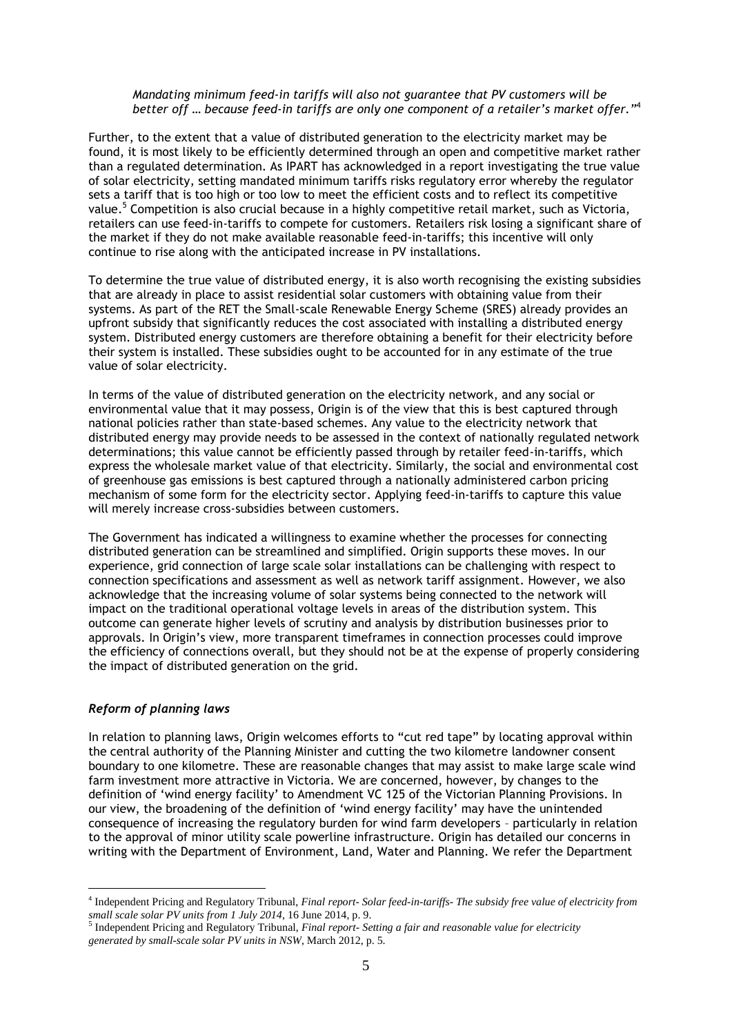> *Mandating minimum feed-in tariffs will also not guarantee that PV customers will be better off … because feed-in tariffs are only one component of a retailer's market offer."*[4]

Further, to the extent that a value of distributed generation to the electricity market may be found, it is most likely to be efficiently determined through an open and competitive market rather than a regulated determination. As IPART has acknowledged in a report investigating the true value of solar electricity, setting mandated minimum tariffs risks regulatory error whereby the regulator sets a tariff that is too high or too low to meet the efficient costs and to reflect its competitive value.[5] Competition is also crucial because in a highly competitive retail market, such as Victoria, retailers can use feed-in-tariffs to compete for customers. Retailers risk losing a significant share of the market if they do not make available reasonable feed-in-tariffs; this incentive will only continue to rise along with the anticipated increase in PV installations.

To determine the true value of distributed energy, it is also worth recognising the existing subsidies that are already in place to assist residential solar customers with obtaining value from their systems. As part of the RET the Small-scale Renewable Energy Scheme (SRES) already provides an upfront subsidy that significantly reduces the cost associated with installing a distributed energy system. Distributed energy customers are therefore obtaining a benefit for their electricity before their system is installed. These subsidies ought to be accounted for in any estimate of the true value of solar electricity.

In terms of the value of distributed generation on the electricity network, and any social or environmental value that it may possess, Origin is of the view that this is best captured through national policies rather than state-based schemes. Any value to the electricity network that distributed energy may provide needs to be assessed in the context of nationally regulated network determinations; this value cannot be efficiently passed through by retailer feed-in-tariffs, which express the wholesale market value of that electricity. Similarly, the social and environmental cost of greenhouse gas emissions is best captured through a nationally administered carbon pricing mechanism of some form for the electricity sector. Applying feed-in-tariffs to capture this value will merely increase cross-subsidies between customers.

The Government has indicated a willingness to examine whether the processes for connecting distributed generation can be streamlined and simplified. Origin supports these moves. In our experience, grid connection of large scale solar installations can be challenging with respect to connection specifications and assessment as well as network tariff assignment. However, we also acknowledge that the increasing volume of solar systems being connected to the network will impact on the traditional operational voltage levels in areas of the distribution system. This outcome can generate higher levels of scrutiny and analysis by distribution businesses prior to approvals. In Origin's view, more transparent timeframes in connection processes could improve the efficiency of connections overall, but they should not be at the expense of properly considering the impact of distributed generation on the grid.

### *Reform of planning laws*

In relation to planning laws, Origin welcomes efforts to "cut red tape" by locating approval within the central authority of the Planning Minister and cutting the two kilometre landowner consent boundary to one kilometre. These are reasonable changes that may assist to make large scale wind farm investment more attractive in Victoria. We are concerned, however, by changes to the definition of 'wind energy facility' to Amendment VC 125 of the Victorian Planning Provisions. In our view, the broadening of the definition of 'wind energy facility' may have the unintended consequence of increasing the regulatory burden for wind farm developers – particularly in relation to the approval of minor utility scale powerline infrastructure. Origin has detailed our concerns in writing with the Department of Environment, Land, Water and Planning. We refer the Department

---

[4] Independent Pricing and Regulatory Tribunal, *Final report- Solar feed-in-tariffs- The subsidy free value of electricity from small scale solar PV units from 1 July 2014*, 16 June 2014, p. 9.

[5] Independent Pricing and Regulatory Tribunal, *Final report- Setting a fair and reasonable value for electricity generated by small-scale solar PV units in NSW*, March 2012, p. 5.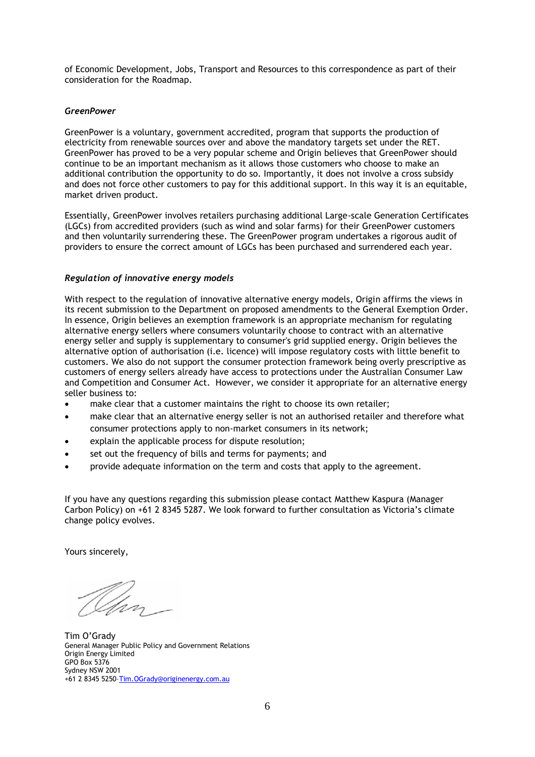of Economic Development, Jobs, Transport and Resources to this correspondence as part of their consideration for the Roadmap.

### *GreenPower*

GreenPower is a voluntary, government accredited, program that supports the production of electricity from renewable sources over and above the mandatory targets set under the RET. GreenPower has proved to be a very popular scheme and Origin believes that GreenPower should continue to be an important mechanism as it allows those customers who choose to make an additional contribution the opportunity to do so. Importantly, it does not involve a cross subsidy and does not force other customers to pay for this additional support. In this way it is an equitable, market driven product.

Essentially, GreenPower involves retailers purchasing additional Large-scale Generation Certificates (LGCs) from accredited providers (such as wind and solar farms) for their GreenPower customers and then voluntarily surrendering these. The GreenPower program undertakes a rigorous audit of providers to ensure the correct amount of LGCs has been purchased and surrendered each year.

### *Regulation of innovative energy models*

With respect to the regulation of innovative alternative energy models, Origin affirms the views in its recent submission to the Department on proposed amendments to the General Exemption Order. In essence, Origin believes an exemption framework is an appropriate mechanism for regulating alternative energy sellers where consumers voluntarily choose to contract with an alternative energy seller and supply is supplementary to consumer's grid supplied energy. Origin believes the alternative option of authorisation (i.e. licence) will impose regulatory costs with little benefit to customers. We also do not support the consumer protection framework being overly prescriptive as customers of energy sellers already have access to protections under the Australian Consumer Law and Competition and Consumer Act. However, we consider it appropriate for an alternative energy seller business to:

- make clear that a customer maintains the right to choose its own retailer;
- make clear that an alternative energy seller is not an authorised retailer and therefore what consumer protections apply to non-market consumers in its network;
- explain the applicable process for dispute resolution;
- set out the frequency of bills and terms for payments; and
- provide adequate information on the term and costs that apply to the agreement.

If you have any questions regarding this submission please contact Matthew Kaspura (Manager Carbon Policy) on +61 2 8345 5287. We look forward to further consultation as Victoria's climate change policy evolves.

Yours sincerely,

Tim O'Grady
General Manager Public Policy and Government Relations
Origin Energy Limited
GPO Box 5376
Sydney NSW 2001
+61 2 8345 5250 Tim.OGrady@originenergy.com.au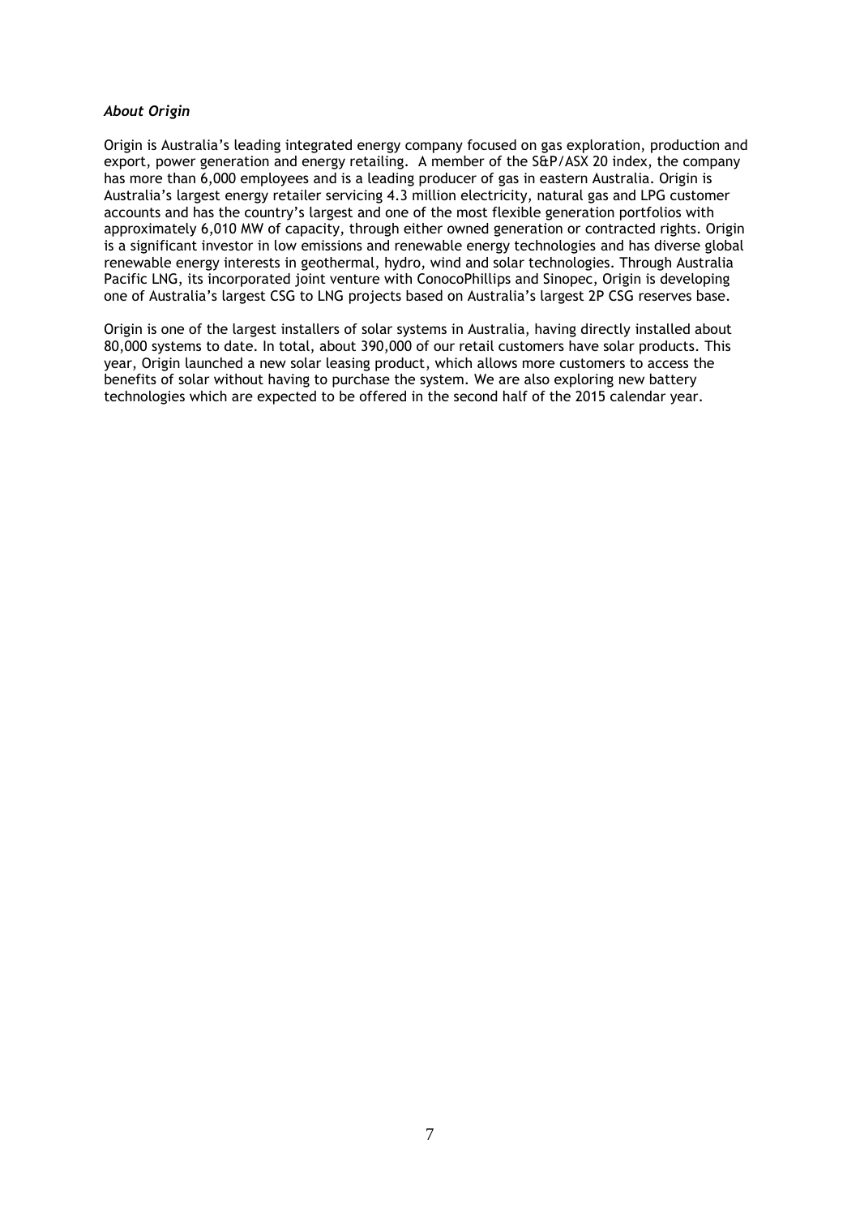***About Origin***

Origin is Australia's leading integrated energy company focused on gas exploration, production and export, power generation and energy retailing. A member of the S&P/ASX 20 index, the company has more than 6,000 employees and is a leading producer of gas in eastern Australia. Origin is Australia's largest energy retailer servicing 4.3 million electricity, natural gas and LPG customer accounts and has the country's largest and one of the most flexible generation portfolios with approximately 6,010 MW of capacity, through either owned generation or contracted rights. Origin is a significant investor in low emissions and renewable energy technologies and has diverse global renewable energy interests in geothermal, hydro, wind and solar technologies. Through Australia Pacific LNG, its incorporated joint venture with ConocoPhillips and Sinopec, Origin is developing one of Australia's largest CSG to LNG projects based on Australia's largest 2P CSG reserves base.

Origin is one of the largest installers of solar systems in Australia, having directly installed about 80,000 systems to date. In total, about 390,000 of our retail customers have solar products. This year, Origin launched a new solar leasing product, which allows more customers to access the benefits of solar without having to purchase the system. We are also exploring new battery technologies which are expected to be offered in the second half of the 2015 calendar year.